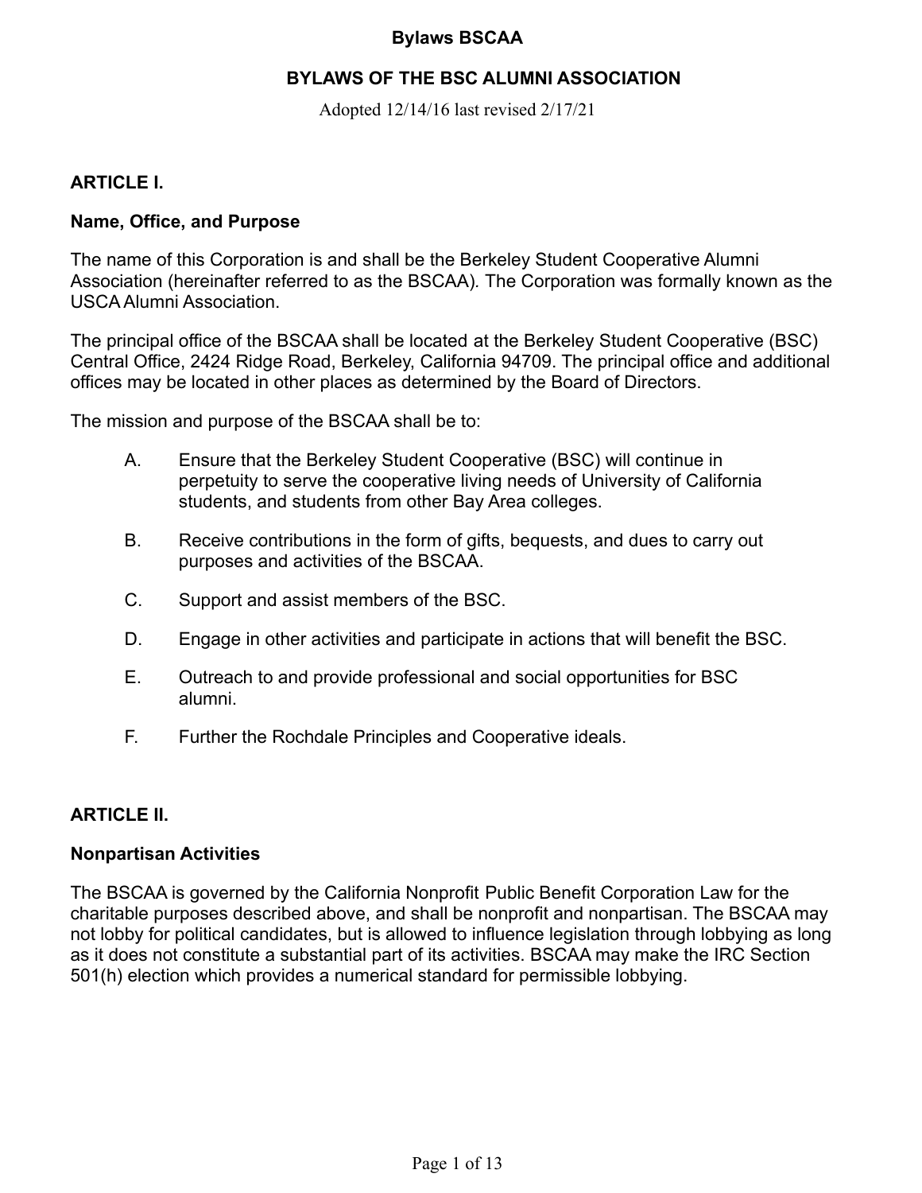# BYLAWS OF THE BSC ALUMNI ASSOCIATION

Adopted 12/14/16 last revised 2/17/21

## ARTICLE I.

### Name, Office, and Purpose

The name of this Corporation is and shall be the Berkeley Student Cooperative Alumni Association (hereinafter referred to as the BSCAA). The Corporation was formally known as the USCA Alumni Association.

The principal office of the BSCAA shall be located at the Berkeley Student Cooperative (BSC) Central Office, 2424 Ridge Road, Berkeley, California 94709. The principal office and additional offices may be located in other places as determined by the Board of Directors.

The mission and purpose of the BSCAA shall be to:

A. Ensure that the Berkeley Student Cooperative (BSC) will continue in perpetuity to serve the cooperative living needs of University of California students, and students from other Bay Area colleges.

B. Receive contributions in the form of gifts, bequests, and dues to carry out purposes and activities of the BSCAA.

C. Support and assist members of the BSC.

D. Engage in other activities and participate in actions that will benefit the BSC.

E. Outreach to and provide professional and social opportunities for BSC alumni.

F. Further the Rochdale Principles and Cooperative ideals.

## ARTICLE II.

### Nonpartisan Activities

The BSCAA is governed by the California Nonprofit Public Benefit Corporation Law for the charitable purposes described above, and shall be nonprofit and nonpartisan. The BSCAA may not lobby for political candidates, but is allowed to influence legislation through lobbying as long as it does not constitute a substantial part of its activities. BSCAA may make the IRC Section 501(h) election which provides a numerical standard for permissible lobbying.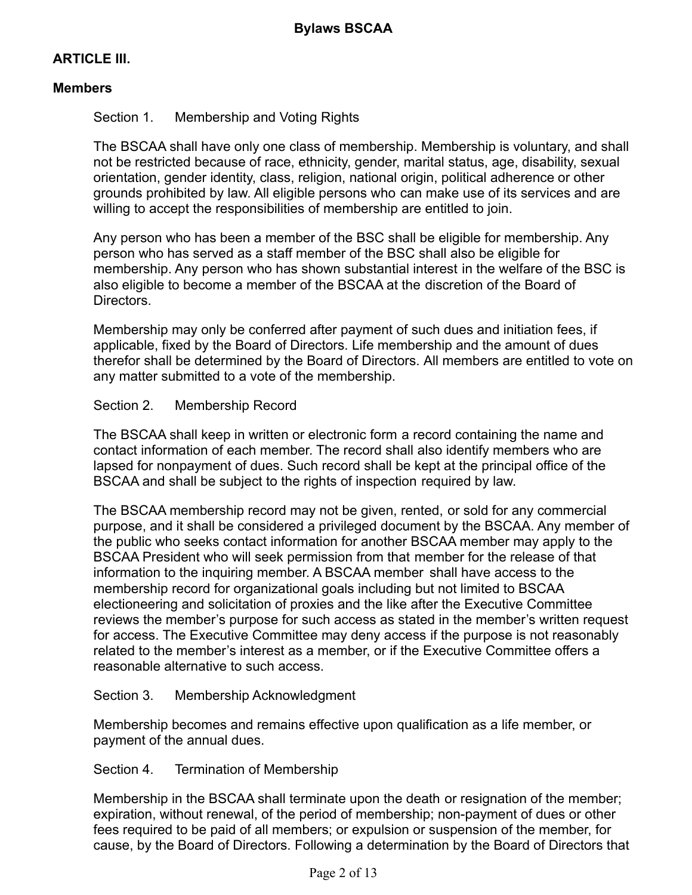**ARTICLE III.**

**Members**

Section 1. Membership and Voting Rights

The BSCAA shall have only one class of membership. Membership is voluntary, and shall not be restricted because of race, ethnicity, gender, marital status, age, disability, sexual orientation, gender identity, class, religion, national origin, political adherence or other grounds prohibited by law. All eligible persons who can make use of its services and are willing to accept the responsibilities of membership are entitled to join.

Any person who has been a member of the BSC shall be eligible for membership. Any person who has served as a staff member of the BSC shall also be eligible for membership. Any person who has shown substantial interest in the welfare of the BSC is also eligible to become a member of the BSCAA at the discretion of the Board of Directors.

Membership may only be conferred after payment of such dues and initiation fees, if applicable, fixed by the Board of Directors. Life membership and the amount of dues therefor shall be determined by the Board of Directors. All members are entitled to vote on any matter submitted to a vote of the membership.

Section 2. Membership Record

The BSCAA shall keep in written or electronic form a record containing the name and contact information of each member. The record shall also identify members who are lapsed for nonpayment of dues. Such record shall be kept at the principal office of the BSCAA and shall be subject to the rights of inspection required by law.

The BSCAA membership record may not be given, rented, or sold for any commercial purpose, and it shall be considered a privileged document by the BSCAA. Any member of the public who seeks contact information for another BSCAA member may apply to the BSCAA President who will seek permission from that member for the release of that information to the inquiring member. A BSCAA member shall have access to the membership record for organizational goals including but not limited to BSCAA electioneering and solicitation of proxies and the like after the Executive Committee reviews the member's purpose for such access as stated in the member's written request for access. The Executive Committee may deny access if the purpose is not reasonably related to the member's interest as a member, or if the Executive Committee offers a reasonable alternative to such access.

Section 3. Membership Acknowledgment

Membership becomes and remains effective upon qualification as a life member, or payment of the annual dues.

Section 4. Termination of Membership

Membership in the BSCAA shall terminate upon the death or resignation of the member; expiration, without renewal, of the period of membership; non-payment of dues or other fees required to be paid of all members; or expulsion or suspension of the member, for cause, by the Board of Directors. Following a determination by the Board of Directors that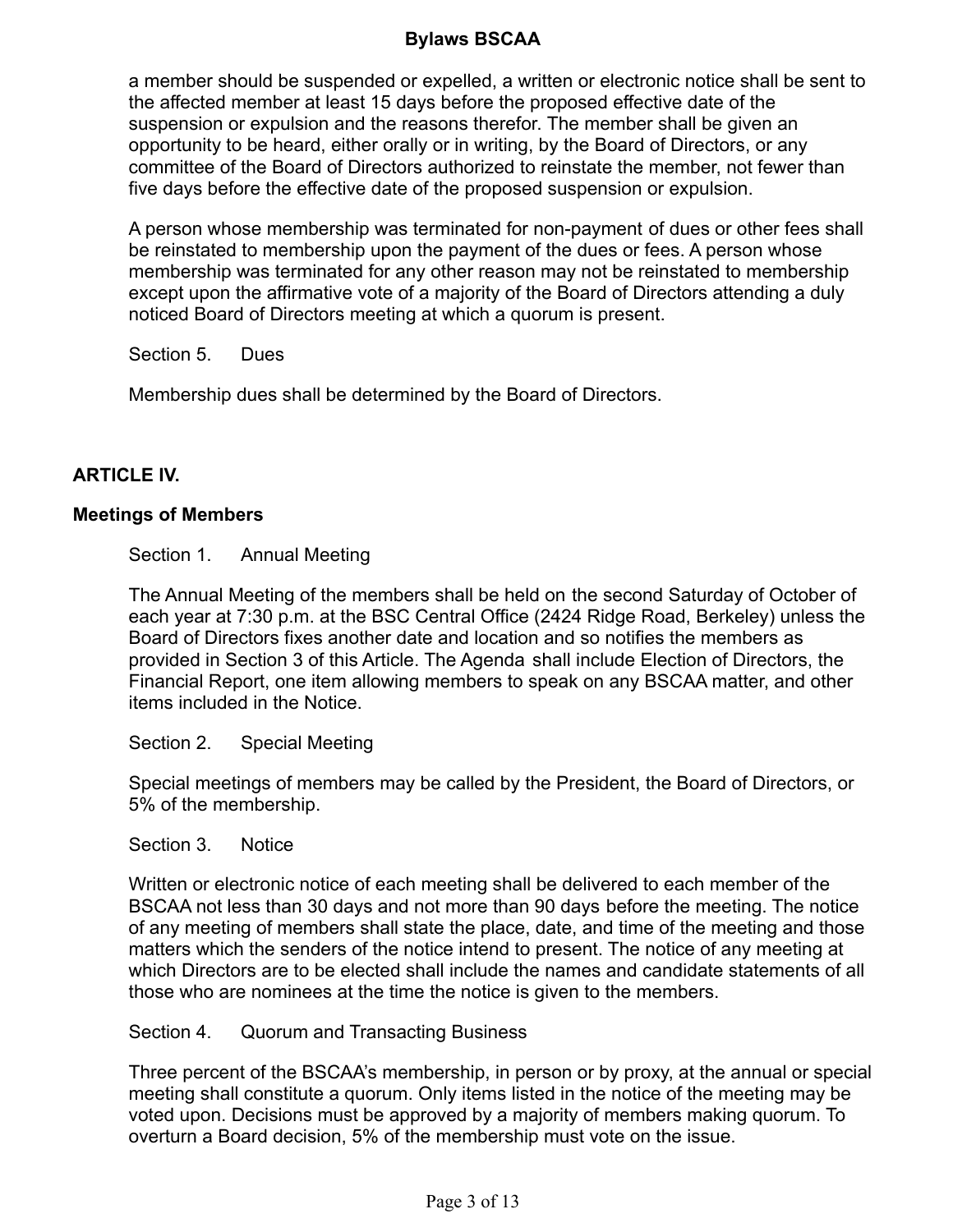a member should be suspended or expelled, a written or electronic notice shall be sent to the affected member at least 15 days before the proposed effective date of the suspension or expulsion and the reasons therefor. The member shall be given an opportunity to be heard, either orally or in writing, by the Board of Directors, or any committee of the Board of Directors authorized to reinstate the member, not fewer than five days before the effective date of the proposed suspension or expulsion.

A person whose membership was terminated for non-payment of dues or other fees shall be reinstated to membership upon the payment of the dues or fees. A person whose membership was terminated for any other reason may not be reinstated to membership except upon the affirmative vote of a majority of the Board of Directors attending a duly noticed Board of Directors meeting at which a quorum is present.

Section 5. Dues

Membership dues shall be determined by the Board of Directors.

## ARTICLE IV.

## Meetings of Members

Section 1. Annual Meeting

The Annual Meeting of the members shall be held on the second Saturday of October of each year at 7:30 p.m. at the BSC Central Office (2424 Ridge Road, Berkeley) unless the Board of Directors fixes another date and location and so notifies the members as provided in Section 3 of this Article. The Agenda shall include Election of Directors, the Financial Report, one item allowing members to speak on any BSCAA matter, and other items included in the Notice.

Section 2. Special Meeting

Special meetings of members may be called by the President, the Board of Directors, or 5% of the membership.

Section 3. Notice

Written or electronic notice of each meeting shall be delivered to each member of the BSCAA not less than 30 days and not more than 90 days before the meeting. The notice of any meeting of members shall state the place, date, and time of the meeting and those matters which the senders of the notice intend to present. The notice of any meeting at which Directors are to be elected shall include the names and candidate statements of all those who are nominees at the time the notice is given to the members.

Section 4. Quorum and Transacting Business

Three percent of the BSCAA's membership, in person or by proxy, at the annual or special meeting shall constitute a quorum. Only items listed in the notice of the meeting may be voted upon. Decisions must be approved by a majority of members making quorum. To overturn a Board decision, 5% of the membership must vote on the issue.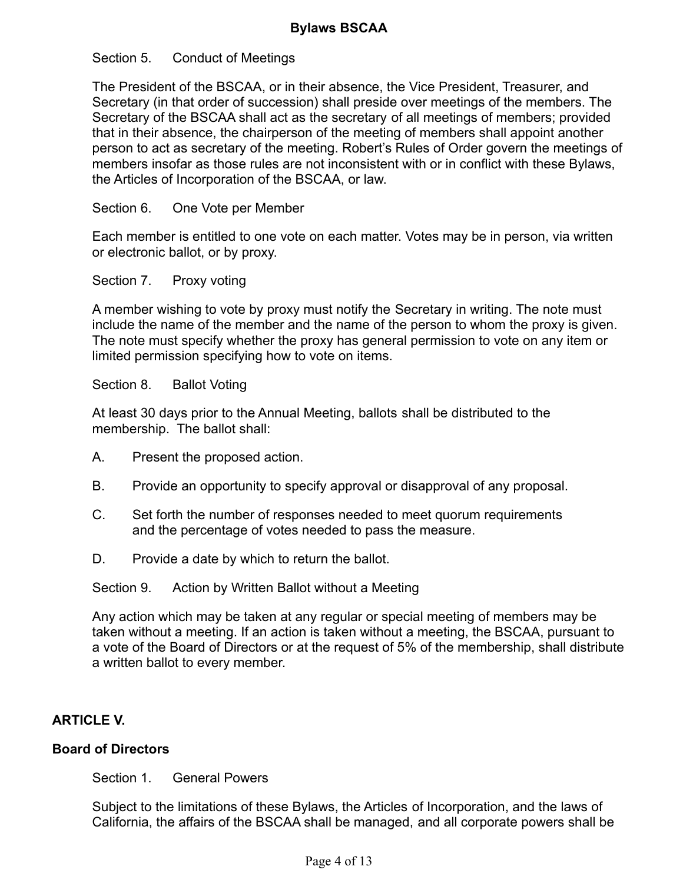Section 5. Conduct of Meetings

The President of the BSCAA, or in their absence, the Vice President, Treasurer, and Secretary (in that order of succession) shall preside over meetings of the members. The Secretary of the BSCAA shall act as the secretary of all meetings of members; provided that in their absence, the chairperson of the meeting of members shall appoint another person to act as secretary of the meeting. Robert's Rules of Order govern the meetings of members insofar as those rules are not inconsistent with or in conflict with these Bylaws, the Articles of Incorporation of the BSCAA, or law.

Section 6. One Vote per Member

Each member is entitled to one vote on each matter. Votes may be in person, via written or electronic ballot, or by proxy.

Section 7. Proxy voting

A member wishing to vote by proxy must notify the Secretary in writing. The note must include the name of the member and the name of the person to whom the proxy is given. The note must specify whether the proxy has general permission to vote on any item or limited permission specifying how to vote on items.

Section 8. Ballot Voting

At least 30 days prior to the Annual Meeting, ballots shall be distributed to the membership. The ballot shall:

A. Present the proposed action.

B. Provide an opportunity to specify approval or disapproval of any proposal.

C. Set forth the number of responses needed to meet quorum requirements and the percentage of votes needed to pass the measure.

D. Provide a date by which to return the ballot.

Section 9. Action by Written Ballot without a Meeting

Any action which may be taken at any regular or special meeting of members may be taken without a meeting. If an action is taken without a meeting, the BSCAA, pursuant to a vote of the Board of Directors or at the request of 5% of the membership, shall distribute a written ballot to every member.

## ARTICLE V.

## Board of Directors

Section 1. General Powers

Subject to the limitations of these Bylaws, the Articles of Incorporation, and the laws of California, the affairs of the BSCAA shall be managed, and all corporate powers shall be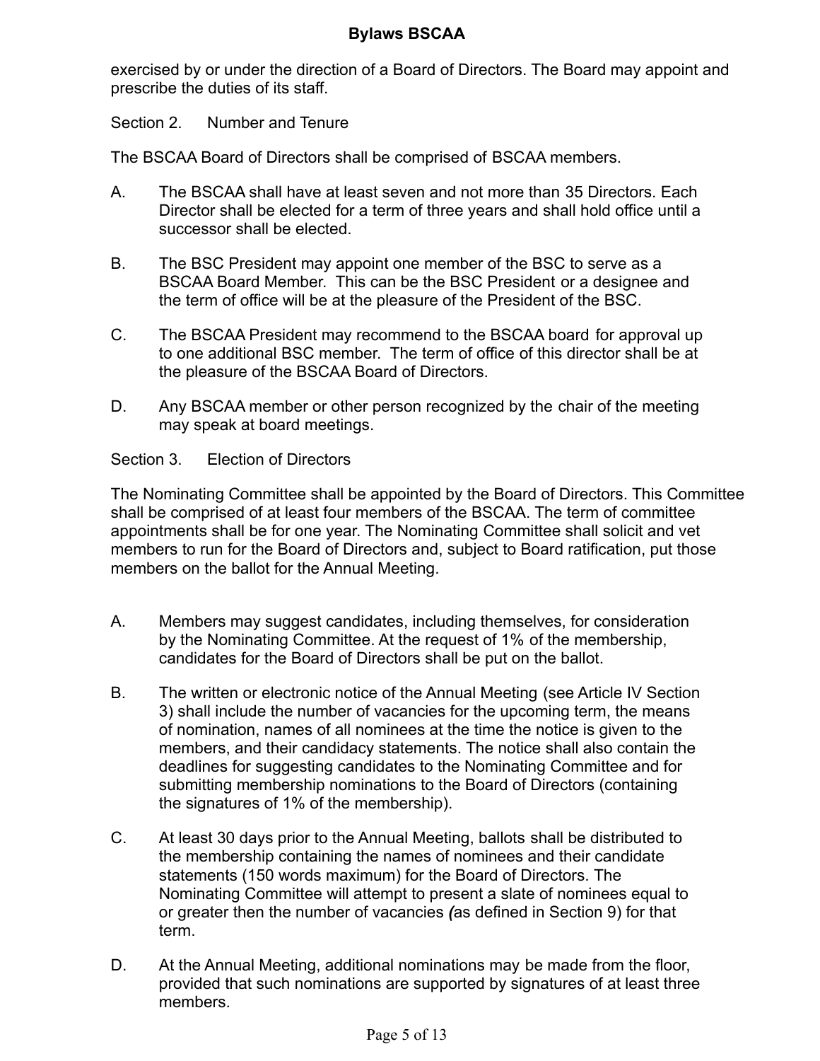exercised by or under the direction of a Board of Directors. The Board may appoint and prescribe the duties of its staff.

Section 2. Number and Tenure

The BSCAA Board of Directors shall be comprised of BSCAA members.

A. The BSCAA shall have at least seven and not more than 35 Directors. Each Director shall be elected for a term of three years and shall hold office until a successor shall be elected.

B. The BSC President may appoint one member of the BSC to serve as a BSCAA Board Member. This can be the BSC President or a designee and the term of office will be at the pleasure of the President of the BSC.

C. The BSCAA President may recommend to the BSCAA board for approval up to one additional BSC member. The term of office of this director shall be at the pleasure of the BSCAA Board of Directors.

D. Any BSCAA member or other person recognized by the chair of the meeting may speak at board meetings.

Section 3. Election of Directors

The Nominating Committee shall be appointed by the Board of Directors. This Committee shall be comprised of at least four members of the BSCAA. The term of committee appointments shall be for one year. The Nominating Committee shall solicit and vet members to run for the Board of Directors and, subject to Board ratification, put those members on the ballot for the Annual Meeting.

A. Members may suggest candidates, including themselves, for consideration by the Nominating Committee. At the request of 1% of the membership, candidates for the Board of Directors shall be put on the ballot.

B. The written or electronic notice of the Annual Meeting (see Article IV Section 3) shall include the number of vacancies for the upcoming term, the means of nomination, names of all nominees at the time the notice is given to the members, and their candidacy statements. The notice shall also contain the deadlines for suggesting candidates to the Nominating Committee and for submitting membership nominations to the Board of Directors (containing the signatures of 1% of the membership).

C. At least 30 days prior to the Annual Meeting, ballots shall be distributed to the membership containing the names of nominees and their candidate statements (150 words maximum) for the Board of Directors. The Nominating Committee will attempt to present a slate of nominees equal to or greater then the number of vacancies ***(***as defined in Section 9) for that term.

D. At the Annual Meeting, additional nominations may be made from the floor, provided that such nominations are supported by signatures of at least three members.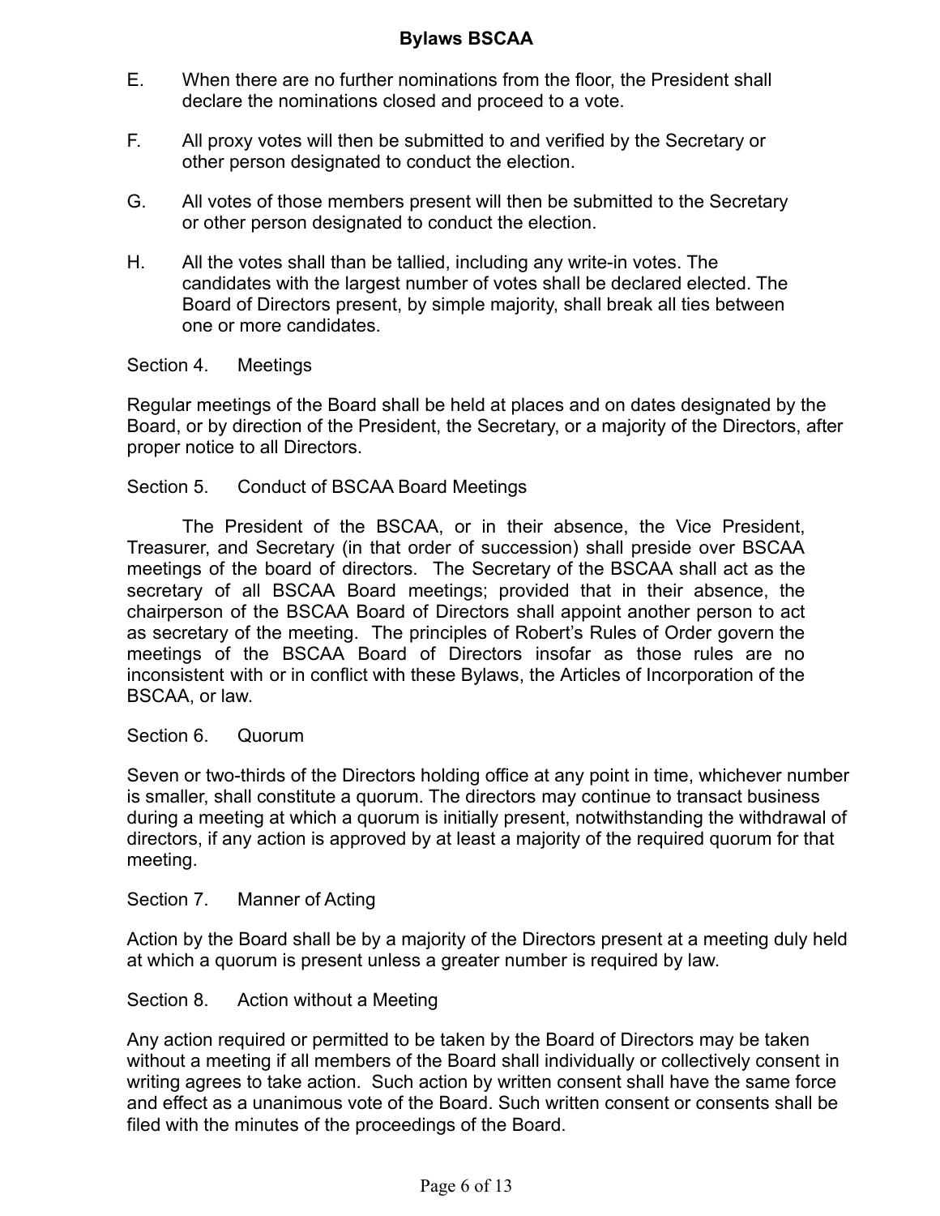E. When there are no further nominations from the floor, the President shall declare the nominations closed and proceed to a vote.

F. All proxy votes will then be submitted to and verified by the Secretary or other person designated to conduct the election.

G. All votes of those members present will then be submitted to the Secretary or other person designated to conduct the election.

H. All the votes shall than be tallied, including any write-in votes. The candidates with the largest number of votes shall be declared elected. The Board of Directors present, by simple majority, shall break all ties between one or more candidates.

Section 4. Meetings

Regular meetings of the Board shall be held at places and on dates designated by the Board, or by direction of the President, the Secretary, or a majority of the Directors, after proper notice to all Directors.

Section 5. Conduct of BSCAA Board Meetings

The President of the BSCAA, or in their absence, the Vice President, Treasurer, and Secretary (in that order of succession) shall preside over BSCAA meetings of the board of directors. The Secretary of the BSCAA shall act as the secretary of all BSCAA Board meetings; provided that in their absence, the chairperson of the BSCAA Board of Directors shall appoint another person to act as secretary of the meeting. The principles of Robert's Rules of Order govern the meetings of the BSCAA Board of Directors insofar as those rules are no inconsistent with or in conflict with these Bylaws, the Articles of Incorporation of the BSCAA, or law.

Section 6. Quorum

Seven or two-thirds of the Directors holding office at any point in time, whichever number is smaller, shall constitute a quorum. The directors may continue to transact business during a meeting at which a quorum is initially present, notwithstanding the withdrawal of directors, if any action is approved by at least a majority of the required quorum for that meeting.

Section 7. Manner of Acting

Action by the Board shall be by a majority of the Directors present at a meeting duly held at which a quorum is present unless a greater number is required by law.

Section 8. Action without a Meeting

Any action required or permitted to be taken by the Board of Directors may be taken without a meeting if all members of the Board shall individually or collectively consent in writing agrees to take action. Such action by written consent shall have the same force and effect as a unanimous vote of the Board. Such written consent or consents shall be filed with the minutes of the proceedings of the Board.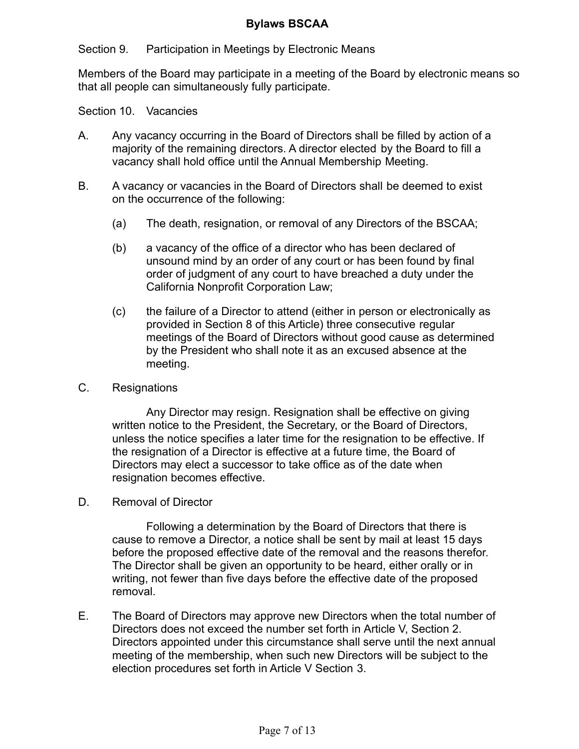Section 9. Participation in Meetings by Electronic Means

Members of the Board may participate in a meeting of the Board by electronic means so that all people can simultaneously fully participate.

Section 10. Vacancies

A. Any vacancy occurring in the Board of Directors shall be filled by action of a majority of the remaining directors. A director elected by the Board to fill a vacancy shall hold office until the Annual Membership Meeting.

B. A vacancy or vacancies in the Board of Directors shall be deemed to exist on the occurrence of the following:

   (a) The death, resignation, or removal of any Directors of the BSCAA;

   (b) a vacancy of the office of a director who has been declared of unsound mind by an order of any court or has been found by final order of judgment of any court to have breached a duty under the California Nonprofit Corporation Law;

   (c) the failure of a Director to attend (either in person or electronically as provided in Section 8 of this Article) three consecutive regular meetings of the Board of Directors without good cause as determined by the President who shall note it as an excused absence at the meeting.

C. Resignations

   Any Director may resign. Resignation shall be effective on giving written notice to the President, the Secretary, or the Board of Directors, unless the notice specifies a later time for the resignation to be effective. If the resignation of a Director is effective at a future time, the Board of Directors may elect a successor to take office as of the date when resignation becomes effective.

D. Removal of Director

   Following a determination by the Board of Directors that there is cause to remove a Director, a notice shall be sent by mail at least 15 days before the proposed effective date of the removal and the reasons therefor. The Director shall be given an opportunity to be heard, either orally or in writing, not fewer than five days before the effective date of the proposed removal.

E. The Board of Directors may approve new Directors when the total number of Directors does not exceed the number set forth in Article V, Section 2. Directors appointed under this circumstance shall serve until the next annual meeting of the membership, when such new Directors will be subject to the election procedures set forth in Article V Section 3.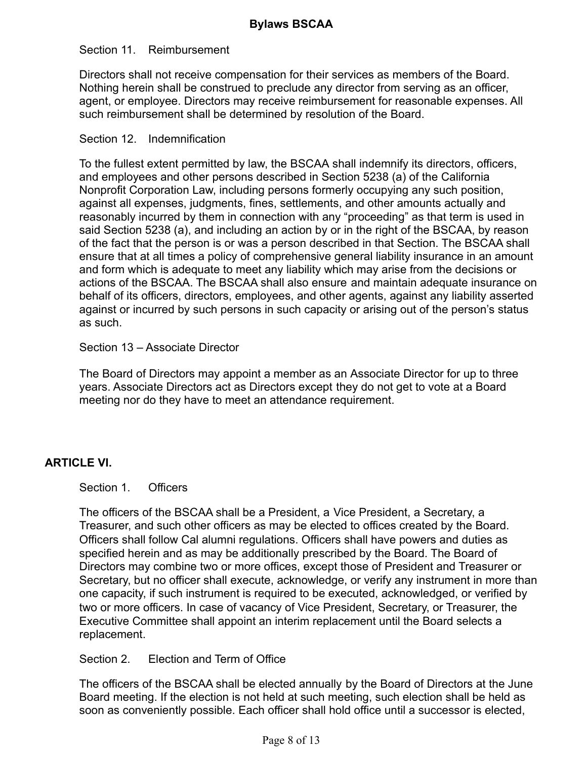### Section 11. Reimbursement

Directors shall not receive compensation for their services as members of the Board. Nothing herein shall be construed to preclude any director from serving as an officer, agent, or employee. Directors may receive reimbursement for reasonable expenses. All such reimbursement shall be determined by resolution of the Board.

### Section 12. Indemnification

To the fullest extent permitted by law, the BSCAA shall indemnify its directors, officers, and employees and other persons described in Section 5238 (a) of the California Nonprofit Corporation Law, including persons formerly occupying any such position, against all expenses, judgments, fines, settlements, and other amounts actually and reasonably incurred by them in connection with any "proceeding" as that term is used in said Section 5238 (a), and including an action by or in the right of the BSCAA, by reason of the fact that the person is or was a person described in that Section. The BSCAA shall ensure that at all times a policy of comprehensive general liability insurance in an amount and form which is adequate to meet any liability which may arise from the decisions or actions of the BSCAA. The BSCAA shall also ensure and maintain adequate insurance on behalf of its officers, directors, employees, and other agents, against any liability asserted against or incurred by such persons in such capacity or arising out of the person's status as such.

### Section 13 – Associate Director

The Board of Directors may appoint a member as an Associate Director for up to three years. Associate Directors act as Directors except they do not get to vote at a Board meeting nor do they have to meet an attendance requirement.

## ARTICLE VI.

### Section 1. Officers

The officers of the BSCAA shall be a President, a Vice President, a Secretary, a Treasurer, and such other officers as may be elected to offices created by the Board. Officers shall follow Cal alumni regulations. Officers shall have powers and duties as specified herein and as may be additionally prescribed by the Board. The Board of Directors may combine two or more offices, except those of President and Treasurer or Secretary, but no officer shall execute, acknowledge, or verify any instrument in more than one capacity, if such instrument is required to be executed, acknowledged, or verified by two or more officers. In case of vacancy of Vice President, Secretary, or Treasurer, the Executive Committee shall appoint an interim replacement until the Board selects a replacement.

### Section 2. Election and Term of Office

The officers of the BSCAA shall be elected annually by the Board of Directors at the June Board meeting. If the election is not held at such meeting, such election shall be held as soon as conveniently possible. Each officer shall hold office until a successor is elected,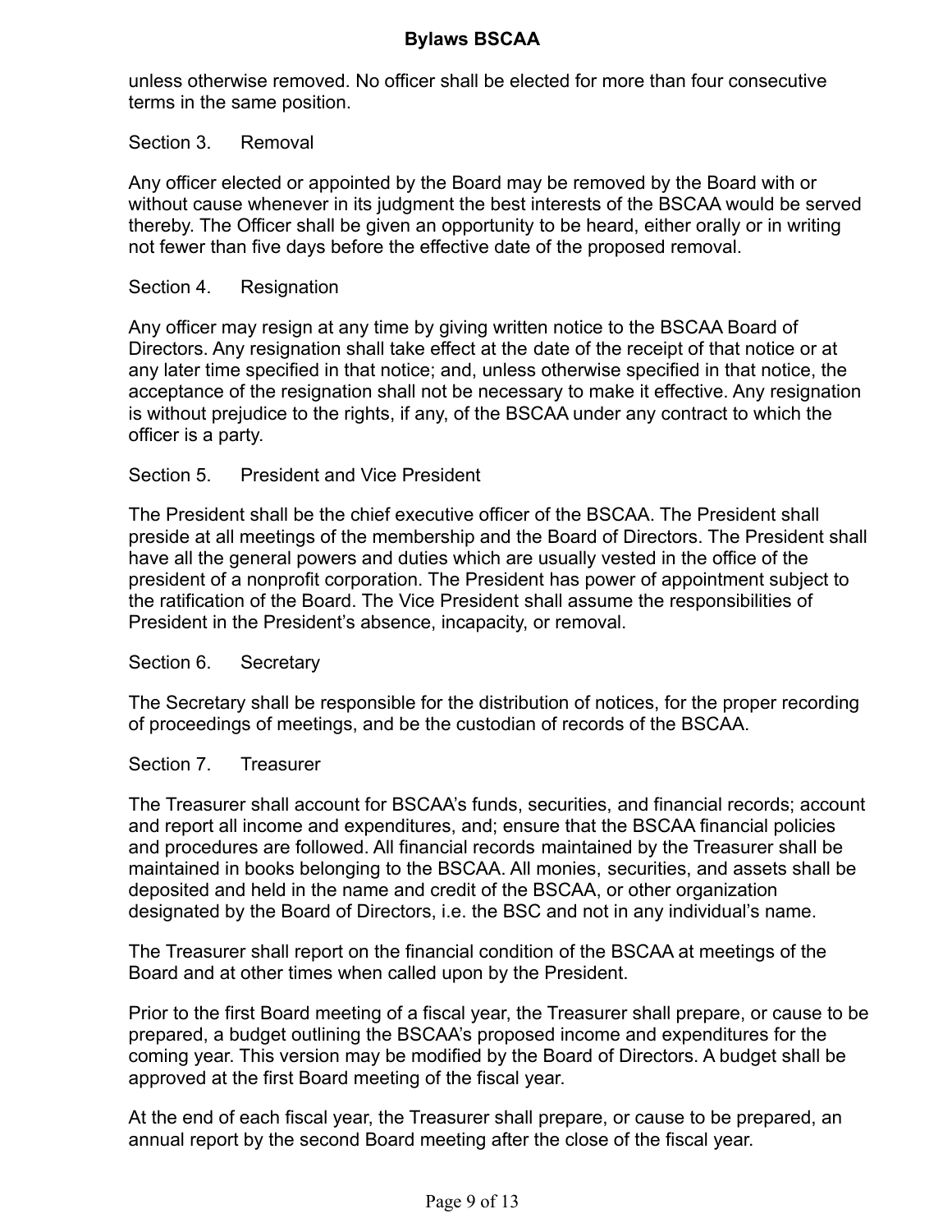unless otherwise removed. No officer shall be elected for more than four consecutive terms in the same position.

### Section 3. Removal

Any officer elected or appointed by the Board may be removed by the Board with or without cause whenever in its judgment the best interests of the BSCAA would be served thereby. The Officer shall be given an opportunity to be heard, either orally or in writing not fewer than five days before the effective date of the proposed removal.

### Section 4. Resignation

Any officer may resign at any time by giving written notice to the BSCAA Board of Directors. Any resignation shall take effect at the date of the receipt of that notice or at any later time specified in that notice; and, unless otherwise specified in that notice, the acceptance of the resignation shall not be necessary to make it effective. Any resignation is without prejudice to the rights, if any, of the BSCAA under any contract to which the officer is a party.

### Section 5. President and Vice President

The President shall be the chief executive officer of the BSCAA. The President shall preside at all meetings of the membership and the Board of Directors. The President shall have all the general powers and duties which are usually vested in the office of the president of a nonprofit corporation. The President has power of appointment subject to the ratification of the Board. The Vice President shall assume the responsibilities of President in the President's absence, incapacity, or removal.

### Section 6. Secretary

The Secretary shall be responsible for the distribution of notices, for the proper recording of proceedings of meetings, and be the custodian of records of the BSCAA.

### Section 7. Treasurer

The Treasurer shall account for BSCAA's funds, securities, and financial records; account and report all income and expenditures, and; ensure that the BSCAA financial policies and procedures are followed. All financial records maintained by the Treasurer shall be maintained in books belonging to the BSCAA. All monies, securities, and assets shall be deposited and held in the name and credit of the BSCAA, or other organization designated by the Board of Directors, i.e. the BSC and not in any individual's name.

The Treasurer shall report on the financial condition of the BSCAA at meetings of the Board and at other times when called upon by the President.

Prior to the first Board meeting of a fiscal year, the Treasurer shall prepare, or cause to be prepared, a budget outlining the BSCAA's proposed income and expenditures for the coming year. This version may be modified by the Board of Directors. A budget shall be approved at the first Board meeting of the fiscal year.

At the end of each fiscal year, the Treasurer shall prepare, or cause to be prepared, an annual report by the second Board meeting after the close of the fiscal year.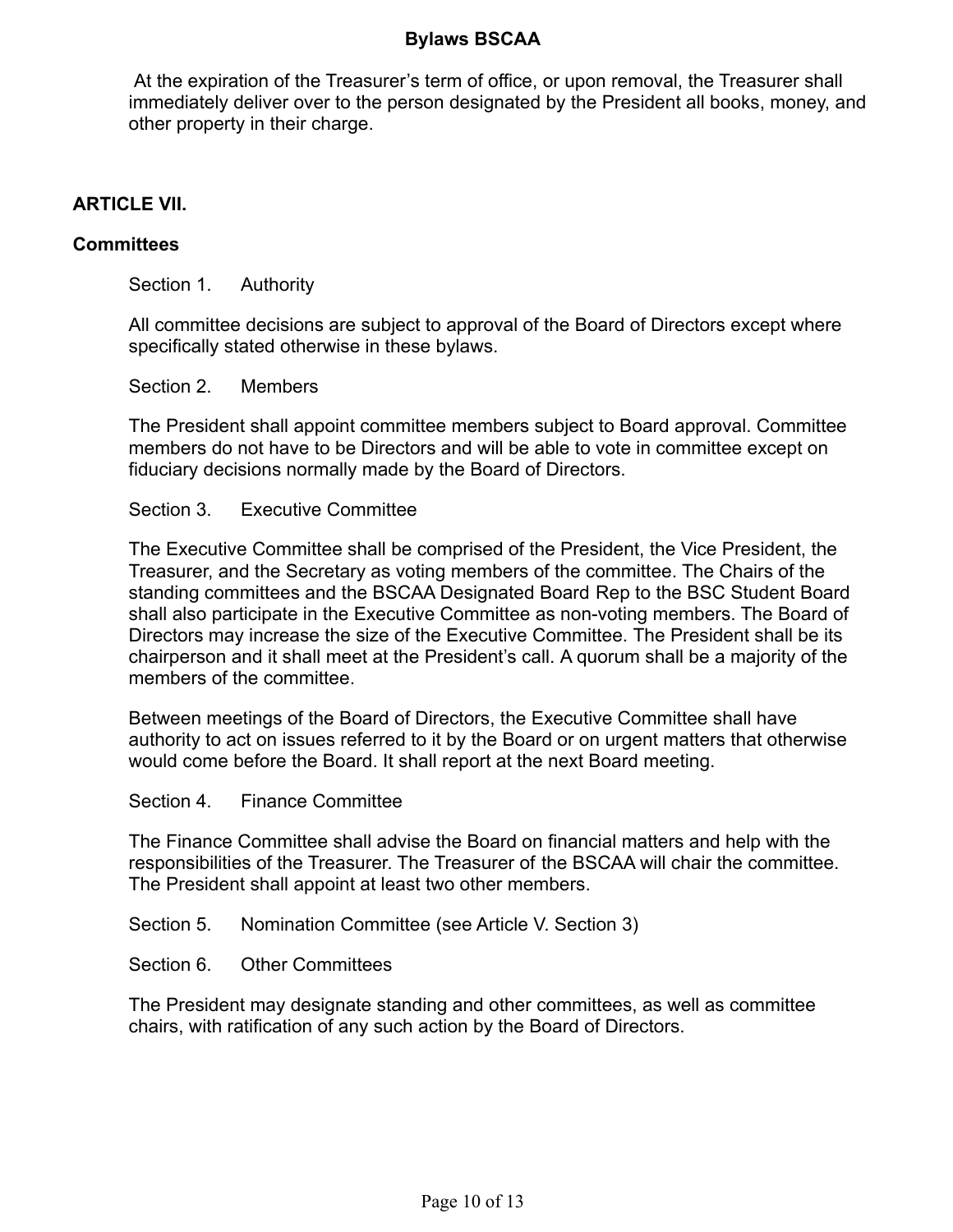At the expiration of the Treasurer's term of office, or upon removal, the Treasurer shall immediately deliver over to the person designated by the President all books, money, and other property in their charge.

## ARTICLE VII.

## Committees

Section 1. Authority

All committee decisions are subject to approval of the Board of Directors except where specifically stated otherwise in these bylaws.

Section 2. Members

The President shall appoint committee members subject to Board approval. Committee members do not have to be Directors and will be able to vote in committee except on fiduciary decisions normally made by the Board of Directors.

Section 3. Executive Committee

The Executive Committee shall be comprised of the President, the Vice President, the Treasurer, and the Secretary as voting members of the committee. The Chairs of the standing committees and the BSCAA Designated Board Rep to the BSC Student Board shall also participate in the Executive Committee as non-voting members. The Board of Directors may increase the size of the Executive Committee. The President shall be its chairperson and it shall meet at the President's call. A quorum shall be a majority of the members of the committee.

Between meetings of the Board of Directors, the Executive Committee shall have authority to act on issues referred to it by the Board or on urgent matters that otherwise would come before the Board. It shall report at the next Board meeting.

Section 4. Finance Committee

The Finance Committee shall advise the Board on financial matters and help with the responsibilities of the Treasurer. The Treasurer of the BSCAA will chair the committee. The President shall appoint at least two other members.

Section 5. Nomination Committee (see Article V. Section 3)

Section 6. Other Committees

The President may designate standing and other committees, as well as committee chairs, with ratification of any such action by the Board of Directors.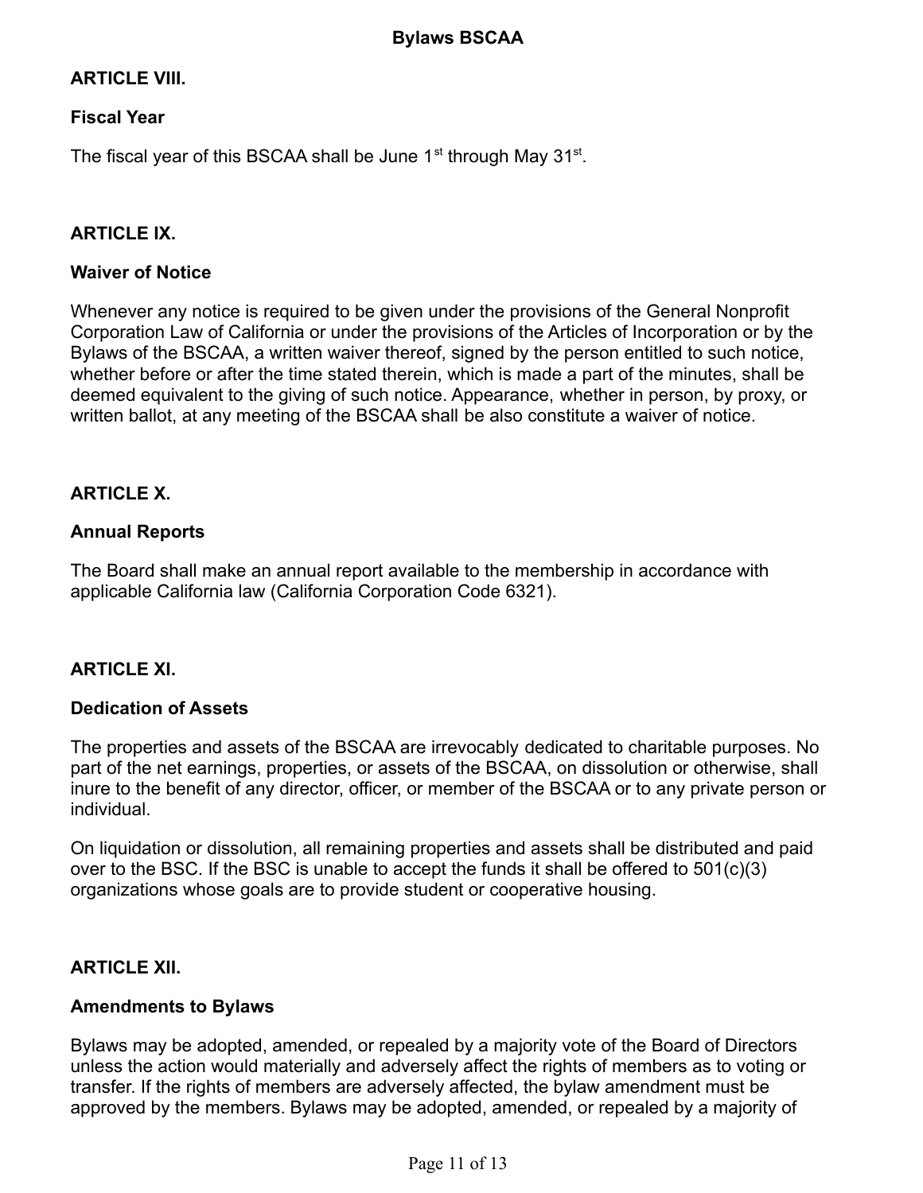## ARTICLE VIII.

### Fiscal Year

The fiscal year of this BSCAA shall be June 1st through May 31st.

## ARTICLE IX.

### Waiver of Notice

Whenever any notice is required to be given under the provisions of the General Nonprofit Corporation Law of California or under the provisions of the Articles of Incorporation or by the Bylaws of the BSCAA, a written waiver thereof, signed by the person entitled to such notice, whether before or after the time stated therein, which is made a part of the minutes, shall be deemed equivalent to the giving of such notice. Appearance, whether in person, by proxy, or written ballot, at any meeting of the BSCAA shall be also constitute a waiver of notice.

## ARTICLE X.

### Annual Reports

The Board shall make an annual report available to the membership in accordance with applicable California law (California Corporation Code 6321).

## ARTICLE XI.

### Dedication of Assets

The properties and assets of the BSCAA are irrevocably dedicated to charitable purposes. No part of the net earnings, properties, or assets of the BSCAA, on dissolution or otherwise, shall inure to the benefit of any director, officer, or member of the BSCAA or to any private person or individual.

On liquidation or dissolution, all remaining properties and assets shall be distributed and paid over to the BSC. If the BSC is unable to accept the funds it shall be offered to 501(c)(3) organizations whose goals are to provide student or cooperative housing.

## ARTICLE XII.

### Amendments to Bylaws

Bylaws may be adopted, amended, or repealed by a majority vote of the Board of Directors unless the action would materially and adversely affect the rights of members as to voting or transfer. If the rights of members are adversely affected, the bylaw amendment must be approved by the members. Bylaws may be adopted, amended, or repealed by a majority of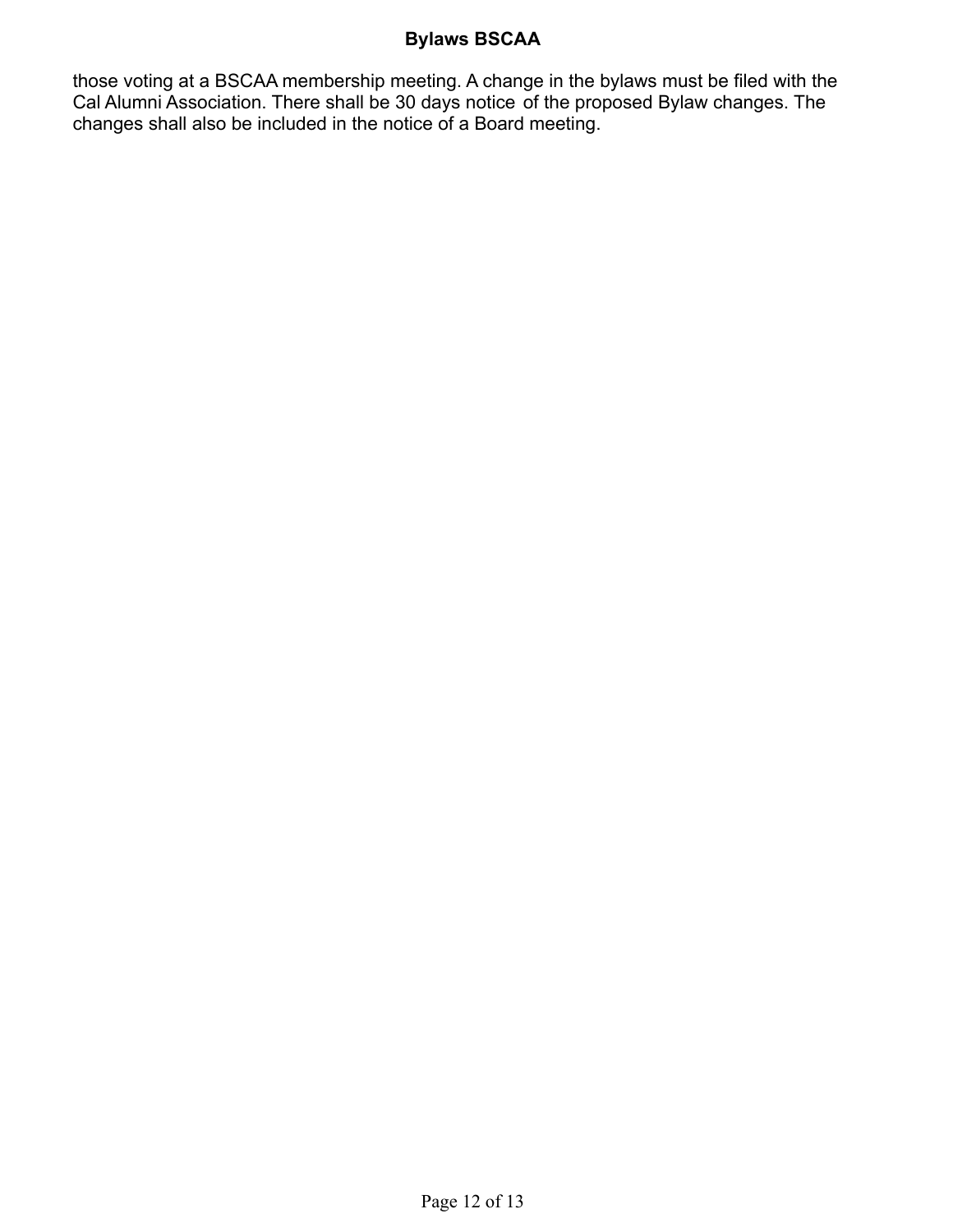those voting at a BSCAA membership meeting. A change in the bylaws must be filed with the Cal Alumni Association. There shall be 30 days notice of the proposed Bylaw changes. The changes shall also be included in the notice of a Board meeting.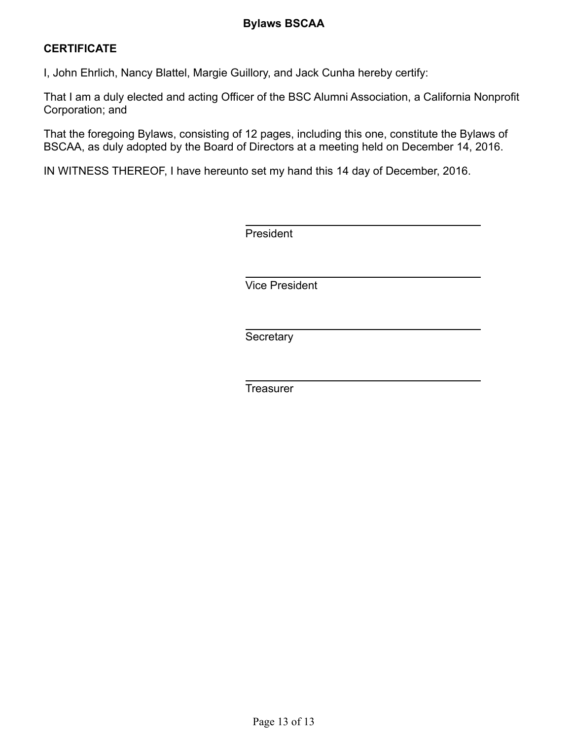## CERTIFICATE

I, John Ehrlich, Nancy Blattel, Margie Guillory, and Jack Cunha hereby certify:

That I am a duly elected and acting Officer of the BSC Alumni Association, a California Nonprofit Corporation; and

That the foregoing Bylaws, consisting of 12 pages, including this one, constitute the Bylaws of BSCAA, as duly adopted by the Board of Directors at a meeting held on December 14, 2016.

IN WITNESS THEREOF, I have hereunto set my hand this 14 day of December, 2016.

______________________________
President

______________________________
Vice President

______________________________
Secretary

______________________________
Treasurer